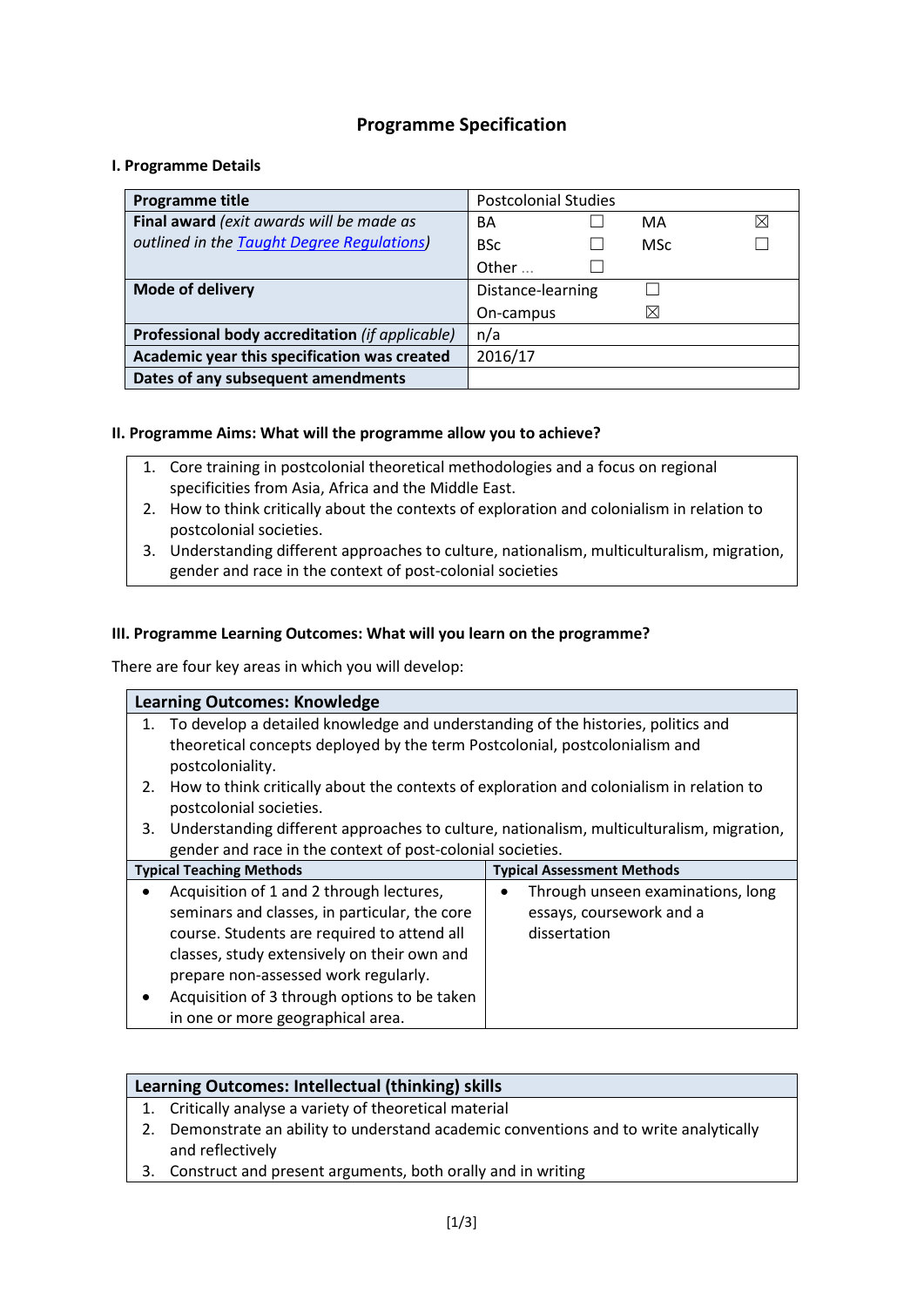# Programme Specification

## I. Programme Details

| **Programme title** | Postcolonial Studies | | | |
|---|---|---|---|---|
| **Final award** *(exit awards will be made as outlined in the Taught Degree Regulations)* | BA | ☐ | MA | ☒ |
| | BSc | ☐ | MSc | ☐ |
| | Other … | ☐ | | |
| **Mode of delivery** | Distance-learning | ☐ | | |
| | On-campus | ☒ | | |
| **Professional body accreditation** *(if applicable)* | n/a | | | |
| **Academic year this specification was created** | 2016/17 | | | |
| **Dates of any subsequent amendments** | | | | |

## II. Programme Aims: What will the programme allow you to achieve?

1. Core training in postcolonial theoretical methodologies and a focus on regional specificities from Asia, Africa and the Middle East.
2. How to think critically about the contexts of exploration and colonialism in relation to postcolonial societies.
3. Understanding different approaches to culture, nationalism, multiculturalism, migration, gender and race in the context of post-colonial societies

## III. Programme Learning Outcomes: What will you learn on the programme?

There are four key areas in which you will develop:

### Learning Outcomes: Knowledge

1. To develop a detailed knowledge and understanding of the histories, politics and theoretical concepts deployed by the term Postcolonial, postcolonialism and postcoloniality.
2. How to think critically about the contexts of exploration and colonialism in relation to postcolonial societies.
3. Understanding different approaches to culture, nationalism, multiculturalism, migration, gender and race in the context of post-colonial societies.

| Typical Teaching Methods | Typical Assessment Methods |
|---|---|
| • Acquisition of 1 and 2 through lectures, seminars and classes, in particular, the core course. Students are required to attend all classes, study extensively on their own and prepare non-assessed work regularly.<br>• Acquisition of 3 through options to be taken in one or more geographical area. | • Through unseen examinations, long essays, coursework and a dissertation |

### Learning Outcomes: Intellectual (thinking) skills

1. Critically analyse a variety of theoretical material
2. Demonstrate an ability to understand academic conventions and to write analytically and reflectively
3. Construct and present arguments, both orally and in writing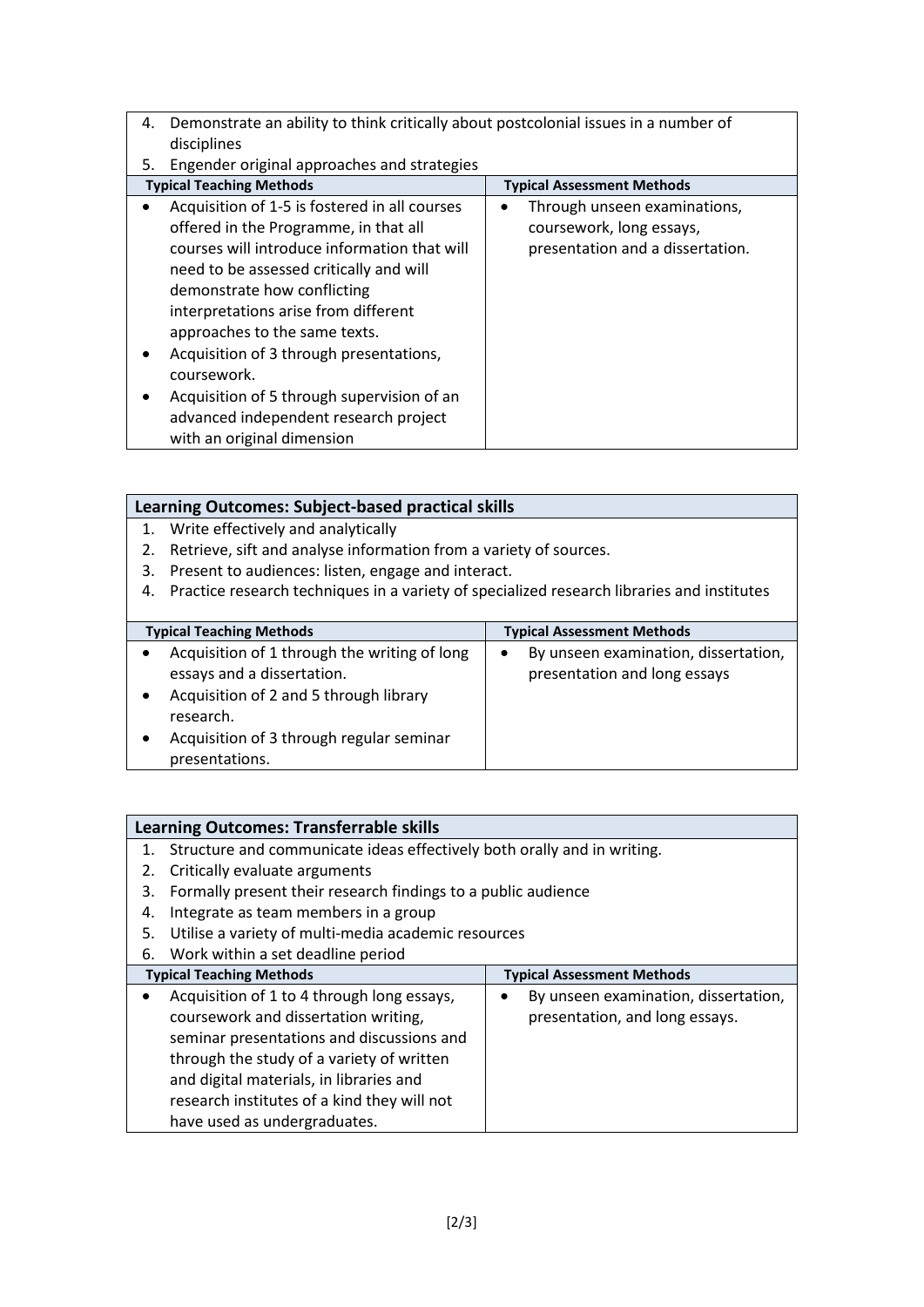4. Demonstrate an ability to think critically about postcolonial issues in a number of disciplines
5. Engender original approaches and strategies

| Typical Teaching Methods | Typical Assessment Methods |
|---|---|
| • Acquisition of 1-5 is fostered in all courses offered in the Programme, in that all courses will introduce information that will need to be assessed critically and will demonstrate how conflicting interpretations arise from different approaches to the same texts.<br>• Acquisition of 3 through presentations, coursework.<br>• Acquisition of 5 through supervision of an advanced independent research project with an original dimension | • Through unseen examinations, coursework, long essays, presentation and a dissertation. |

**Learning Outcomes: Subject-based practical skills**

1. Write effectively and analytically
2. Retrieve, sift and analyse information from a variety of sources.
3. Present to audiences: listen, engage and interact.
4. Practice research techniques in a variety of specialized research libraries and institutes

| Typical Teaching Methods | Typical Assessment Methods |
|---|---|
| • Acquisition of 1 through the writing of long essays and a dissertation.<br>• Acquisition of 2 and 5 through library research.<br>• Acquisition of 3 through regular seminar presentations. | • By unseen examination, dissertation, presentation and long essays |

**Learning Outcomes: Transferrable skills**

1. Structure and communicate ideas effectively both orally and in writing.
2. Critically evaluate arguments
3. Formally present their research findings to a public audience
4. Integrate as team members in a group
5. Utilise a variety of multi-media academic resources
6. Work within a set deadline period

| Typical Teaching Methods | Typical Assessment Methods |
|---|---|
| • Acquisition of 1 to 4 through long essays, coursework and dissertation writing, seminar presentations and discussions and through the study of a variety of written and digital materials, in libraries and research institutes of a kind they will not have used as undergraduates. | • By unseen examination, dissertation, presentation, and long essays. |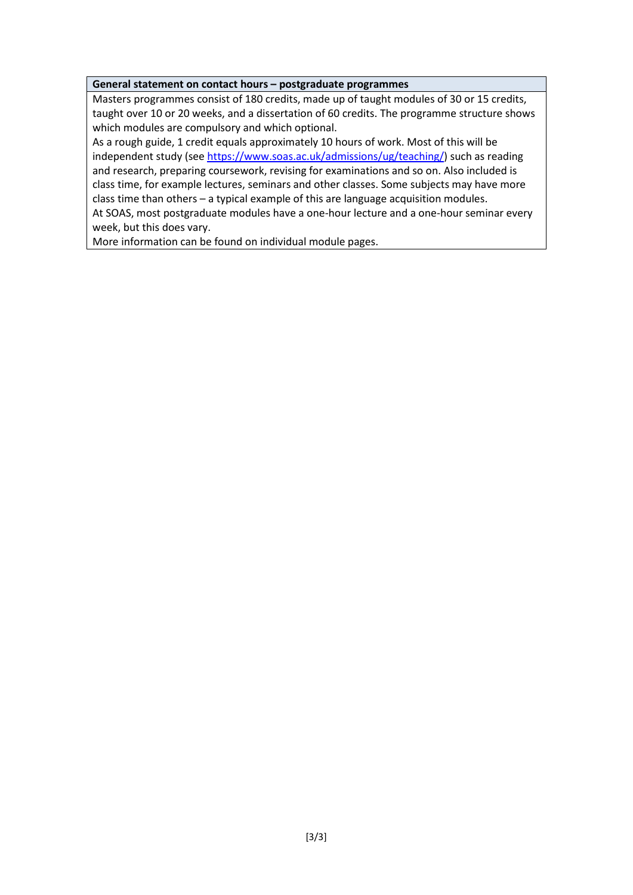**General statement on contact hours – postgraduate programmes**

Masters programmes consist of 180 credits, made up of taught modules of 30 or 15 credits, taught over 10 or 20 weeks, and a dissertation of 60 credits. The programme structure shows which modules are compulsory and which optional.

As a rough guide, 1 credit equals approximately 10 hours of work. Most of this will be independent study (see [https://www.soas.ac.uk/admissions/ug/teaching/](https://www.soas.ac.uk/admissions/ug/teaching/)) such as reading and research, preparing coursework, revising for examinations and so on. Also included is class time, for example lectures, seminars and other classes. Some subjects may have more class time than others – a typical example of this are language acquisition modules.

At SOAS, most postgraduate modules have a one-hour lecture and a one-hour seminar every week, but this does vary.

More information can be found on individual module pages.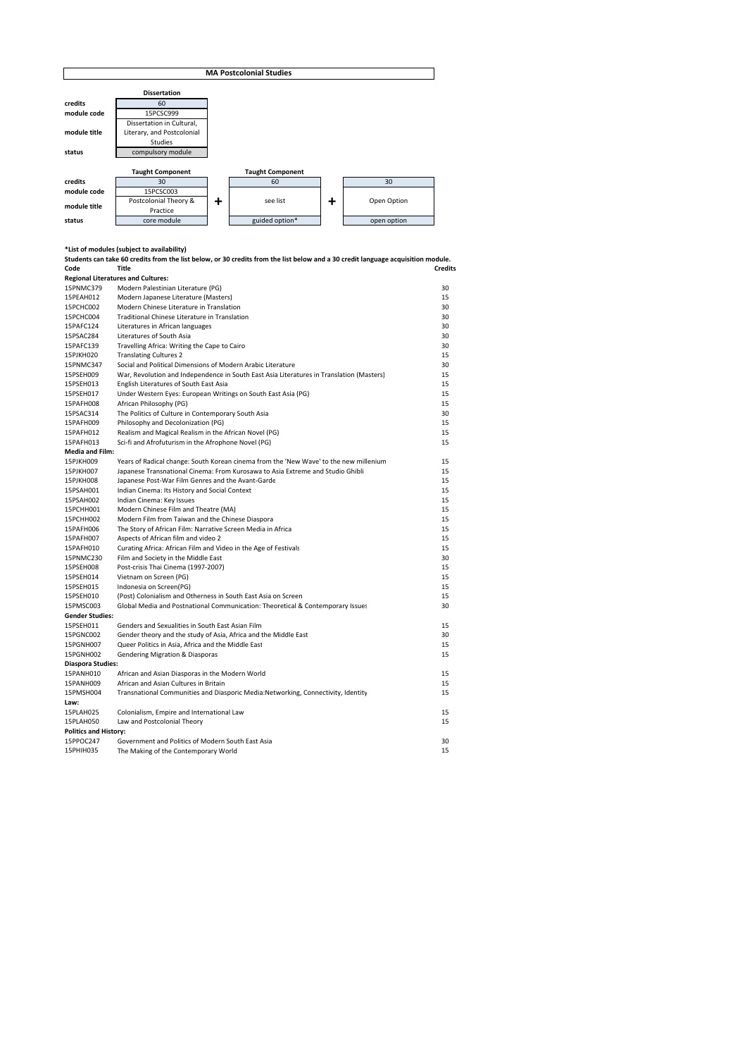# MA Postcolonial Studies

| | Dissertation |
|---|---|
| **credits** | 60 |
| **module code** | 15PCSC999 |
| **module title** | Dissertation in Cultural, Literary, and Postcolonial Studies |
| **status** | compulsory module |

| | Taught Component | | Taught Component | | |
|---|---|---|---|---|---|
| **credits** | 30 | | 60 | | 30 |
| **module code** | 15PCSC003 | | | | |
| **module title** | Postcolonial Theory & Practice | + | see list | + | Open Option |
| **status** | core module | | guided option* | | open option |

**\*List of modules (subject to availability)**

**Students can take 60 credits from the list below, or 30 credits from the list below and a 30 credit language acquisition module.**

| Code | Title | Credits |
|---|---|---|
| **Regional Literatures and Cultures:** | | |
| 15PNMC379 | Modern Palestinian Literature (PG) | 30 |
| 15PEAH012 | Modern Japanese Literature (Masters) | 15 |
| 15PCHC002 | Modern Chinese Literature in Translation | 30 |
| 15PCHC004 | Traditional Chinese Literature in Translation | 30 |
| 15PAFC124 | Literatures in African languages | 30 |
| 15PSAC284 | Literatures of South Asia | 30 |
| 15PAFC139 | Travelling Africa: Writing the Cape to Cairo | 30 |
| 15PJKH020 | Translating Cultures 2 | 15 |
| 15PNMC347 | Social and Political Dimensions of Modern Arabic Literature | 30 |
| 15PSEH009 | War, Revolution and Independence in South East Asia Literatures in Translation (Masters) | 15 |
| 15PSEH013 | English Literatures of South East Asia | 15 |
| 15PSEH017 | Under Western Eyes: European Writings on South East Asia (PG) | 15 |
| 15PAFH008 | African Philosophy (PG) | 15 |
| 15PSAC314 | The Politics of Culture in Contemporary South Asia | 30 |
| 15PAFH009 | Philosophy and Decolonization (PG) | 15 |
| 15PAFH012 | Realism and Magical Realism in the African Novel (PG) | 15 |
| 15PAFH013 | Sci-fi and Afrofuturism in the Afrophone Novel (PG) | 15 |
| **Media and Film:** | | |
| 15PJKH009 | Years of Radical change: South Korean cinema from the 'New Wave' to the new millenium | 15 |
| 15PJKH007 | Japanese Transnational Cinema: From Kurosawa to Asia Extreme and Studio Ghibli | 15 |
| 15PJKH008 | Japanese Post-War Film Genres and the Avant-Garde | 15 |
| 15PSAH001 | Indian Cinema: Its History and Social Context | 15 |
| 15PSAH002 | Indian Cinema: Key Issues | 15 |
| 15PCHH001 | Modern Chinese Film and Theatre (MA) | 15 |
| 15PCHH002 | Modern Film from Taiwan and the Chinese Diaspora | 15 |
| 15PAFH006 | The Story of African Film: Narrative Screen Media in Africa | 15 |
| 15PAFH007 | Aspects of African film and video 2 | 15 |
| 15PAFH010 | Curating Africa: African Film and Video in the Age of Festivals | 15 |
| 15PNMC230 | Film and Society in the Middle East | 30 |
| 15PSEH008 | Post-crisis Thai Cinema (1997-2007) | 15 |
| 15PSEH014 | Vietnam on Screen (PG) | 15 |
| 15PSEH015 | Indonesia on Screen(PG) | 15 |
| 15PSEH010 | (Post) Colonialism and Otherness in South East Asia on Screen | 15 |
| 15PMSC003 | Global Media and Postnational Communication: Theoretical & Contemporary Issues | 30 |
| **Gender Studies:** | | |
| 15PSEH011 | Genders and Sexualities in South East Asian Film | 15 |
| 15PGNC002 | Gender theory and the study of Asia, Africa and the Middle East | 30 |
| 15PGNH007 | Queer Politics in Asia, Africa and the Middle East | 15 |
| 15PGNH002 | Gendering Migration & Diasporas | 15 |
| **Diaspora Studies:** | | |
| 15PANH010 | African and Asian Diasporas in the Modern World | 15 |
| 15PANH009 | African and Asian Cultures in Britain | 15 |
| 15PMSH004 | Transnational Communities and Diasporic Media:Networking, Connectivity, Identity | 15 |
| **Law:** | | |
| 15PLAH025 | Colonialism, Empire and International Law | 15 |
| 15PLAH050 | Law and Postcolonial Theory | 15 |
| **Politics and History:** | | |
| 15PPOC247 | Government and Politics of Modern South East Asia | 30 |
| 15PHIH035 | The Making of the Contemporary World | 15 |